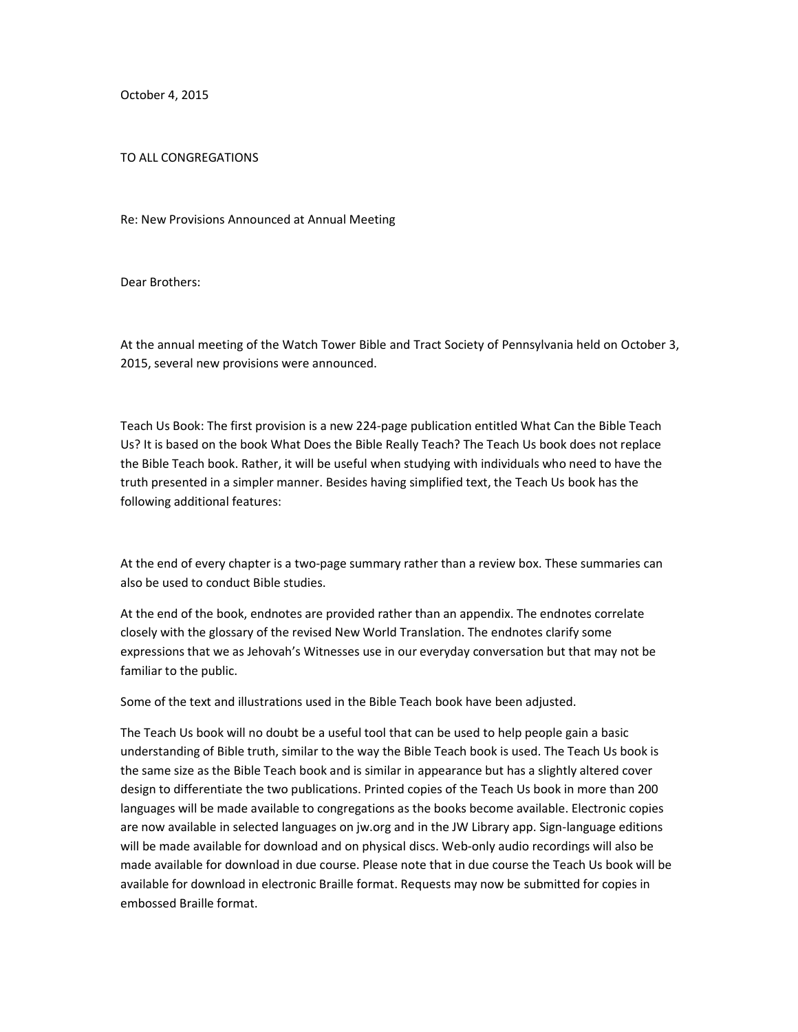October 4, 2015

TO ALL CONGREGATIONS

Re: New Provisions Announced at Annual Meeting

Dear Brothers:

At the annual meeting of the Watch Tower Bible and Tract Society of Pennsylvania held on October 3, 2015, several new provisions were announced.

Teach Us Book: The first provision is a new 224-page publication entitled What Can the Bible Teach Us? It is based on the book What Does the Bible Really Teach? The Teach Us book does not replace the Bible Teach book. Rather, it will be useful when studying with individuals who need to have the truth presented in a simpler manner. Besides having simplified text, the Teach Us book has the following additional features:

At the end of every chapter is a two-page summary rather than a review box. These summaries can also be used to conduct Bible studies.

At the end of the book, endnotes are provided rather than an appendix. The endnotes correlate closely with the glossary of the revised New World Translation. The endnotes clarify some expressions that we as Jehovah's Witnesses use in our everyday conversation but that may not be familiar to the public.

Some of the text and illustrations used in the Bible Teach book have been adjusted.

The Teach Us book will no doubt be a useful tool that can be used to help people gain a basic understanding of Bible truth, similar to the way the Bible Teach book is used. The Teach Us book is the same size as the Bible Teach book and is similar in appearance but has a slightly altered cover design to differentiate the two publications. Printed copies of the Teach Us book in more than 200 languages will be made available to congregations as the books become available. Electronic copies are now available in selected languages on jw.org and in the JW Library app. Sign-language editions will be made available for download and on physical discs. Web-only audio recordings will also be made available for download in due course. Please note that in due course the Teach Us book will be available for download in electronic Braille format. Requests may now be submitted for copies in embossed Braille format.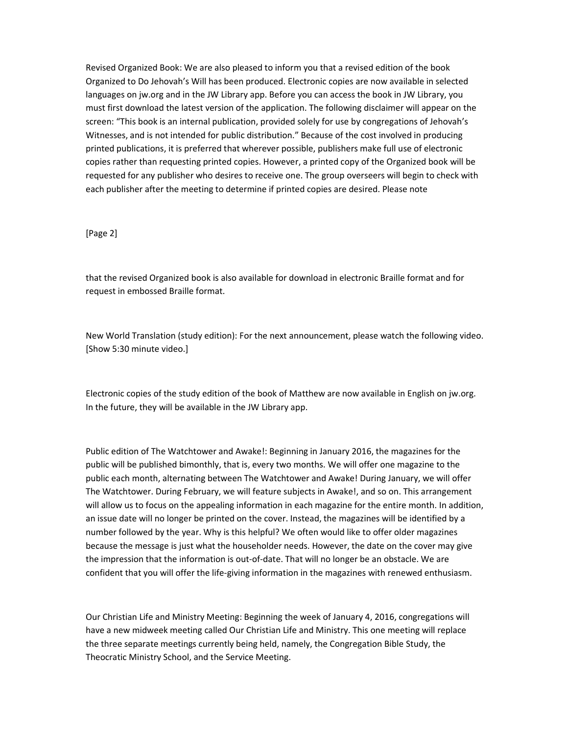Revised Organized Book: We are also pleased to inform you that a revised edition of the book Organized to Do Jehovah's Will has been produced. Electronic copies are now available in selected languages on jw.org and in the JW Library app. Before you can access the book in JW Library, you must first download the latest version of the application. The following disclaimer will appear on the screen: "This book is an internal publication, provided solely for use by congregations of Jehovah's Witnesses, and is not intended for public distribution." Because of the cost involved in producing printed publications, it is preferred that wherever possible, publishers make full use of electronic copies rather than requesting printed copies. However, a printed copy of the Organized book will be requested for any publisher who desires to receive one. The group overseers will begin to check with each publisher after the meeting to determine if printed copies are desired. Please note that the revised Organized book is also available for download in electronic Braille format and for request in embossed Braille format.

New World Translation (study edition): For the next announcement, please watch the following video. [Show 5:30 minute video.]

Electronic copies of the study edition of the book of Matthew are now available in English on jw.org. In the future, they will be available in the JW Library app.

Public edition of The Watchtower and Awake!: Beginning in January 2016, the magazines for the public will be published bimonthly, that is, every two months. We will offer one magazine to the public each month, alternating between The Watchtower and Awake! During January, we will offer The Watchtower. During February, we will feature subjects in Awake!, and so on. This arrangement will allow us to focus on the appealing information in each magazine for the entire month. In addition, an issue date will no longer be printed on the cover. Instead, the magazines will be identified by a number followed by the year. Why is this helpful? We often would like to offer older magazines because the message is just what the householder needs. However, the date on the cover may give the impression that the information is out-of-date. That will no longer be an obstacle. We are confident that you will offer the life-giving information in the magazines with renewed enthusiasm.

Our Christian Life and Ministry Meeting: Beginning the week of January 4, 2016, congregations will have a new midweek meeting called Our Christian Life and Ministry. This one meeting will replace the three separate meetings currently being held, namely, the Congregation Bible Study, the Theocratic Ministry School, and the Service Meeting.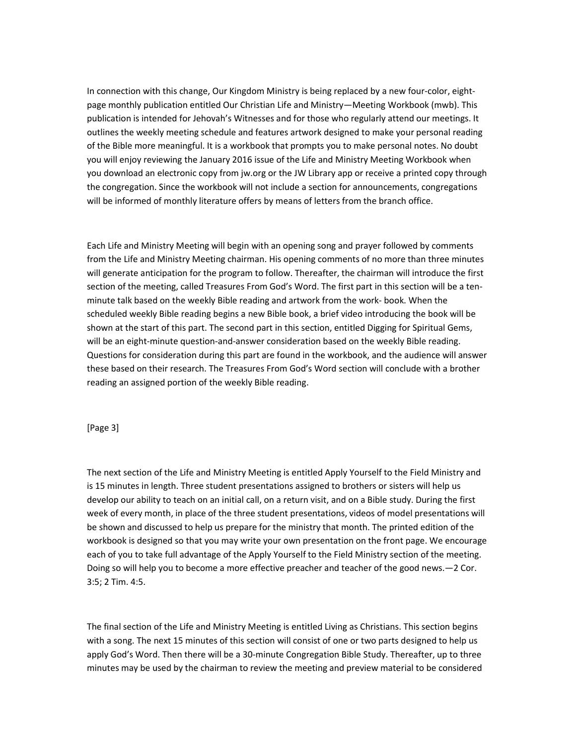In connection with this change, Our Kingdom Ministry is being replaced by a new four-color, eight-page monthly publication entitled Our Christian Life and Ministry—Meeting Workbook (mwb). This publication is intended for Jehovah's Witnesses and for those who regularly attend our meetings. It outlines the weekly meeting schedule and features artwork designed to make your personal reading of the Bible more meaningful. It is a workbook that prompts you to make personal notes. No doubt you will enjoy reviewing the January 2016 issue of the Life and Ministry Meeting Workbook when you download an electronic copy from jw.org or the JW Library app or receive a printed copy through the congregation. Since the workbook will not include a section for announcements, congregations will be informed of monthly literature offers by means of letters from the branch office.

Each Life and Ministry Meeting will begin with an opening song and prayer followed by comments from the Life and Ministry Meeting chairman. His opening comments of no more than three minutes will generate anticipation for the program to follow. Thereafter, the chairman will introduce the first section of the meeting, called Treasures From God's Word. The first part in this section will be a ten-minute talk based on the weekly Bible reading and artwork from the work- book. When the scheduled weekly Bible reading begins a new Bible book, a brief video introducing the book will be shown at the start of this part. The second part in this section, entitled Digging for Spiritual Gems, will be an eight-minute question-and-answer consideration based on the weekly Bible reading. Questions for consideration during this part are found in the workbook, and the audience will answer these based on their research. The Treasures From God's Word section will conclude with a brother reading an assigned portion of the weekly Bible reading.

[Page 3]

The next section of the Life and Ministry Meeting is entitled Apply Yourself to the Field Ministry and is 15 minutes in length. Three student presentations assigned to brothers or sisters will help us develop our ability to teach on an initial call, on a return visit, and on a Bible study. During the first week of every month, in place of the three student presentations, videos of model presentations will be shown and discussed to help us prepare for the ministry that month. The printed edition of the workbook is designed so that you may write your own presentation on the front page. We encourage each of you to take full advantage of the Apply Yourself to the Field Ministry section of the meeting. Doing so will help you to become a more effective preacher and teacher of the good news.—2 Cor. 3:5; 2 Tim. 4:5.

The final section of the Life and Ministry Meeting is entitled Living as Christians. This section begins with a song. The next 15 minutes of this section will consist of one or two parts designed to help us apply God's Word. Then there will be a 30-minute Congregation Bible Study. Thereafter, up to three minutes may be used by the chairman to review the meeting and preview material to be considered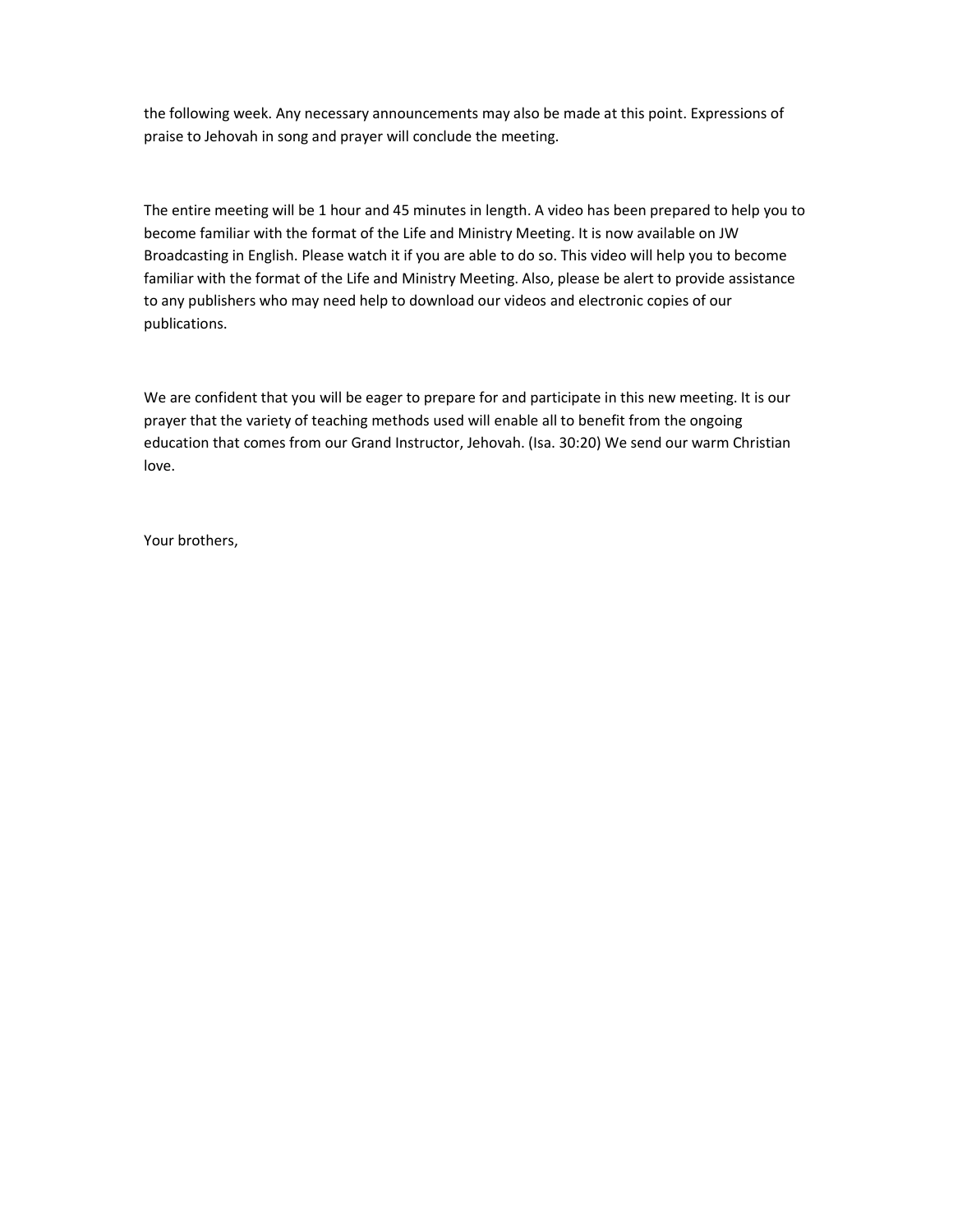the following week. Any necessary announcements may also be made at this point. Expressions of praise to Jehovah in song and prayer will conclude the meeting.

The entire meeting will be 1 hour and 45 minutes in length. A video has been prepared to help you to become familiar with the format of the Life and Ministry Meeting. It is now available on JW Broadcasting in English. Please watch it if you are able to do so. This video will help you to become familiar with the format of the Life and Ministry Meeting. Also, please be alert to provide assistance to any publishers who may need help to download our videos and electronic copies of our publications.

We are confident that you will be eager to prepare for and participate in this new meeting. It is our prayer that the variety of teaching methods used will enable all to benefit from the ongoing education that comes from our Grand Instructor, Jehovah. (Isa. 30:20) We send our warm Christian love.

Your brothers,